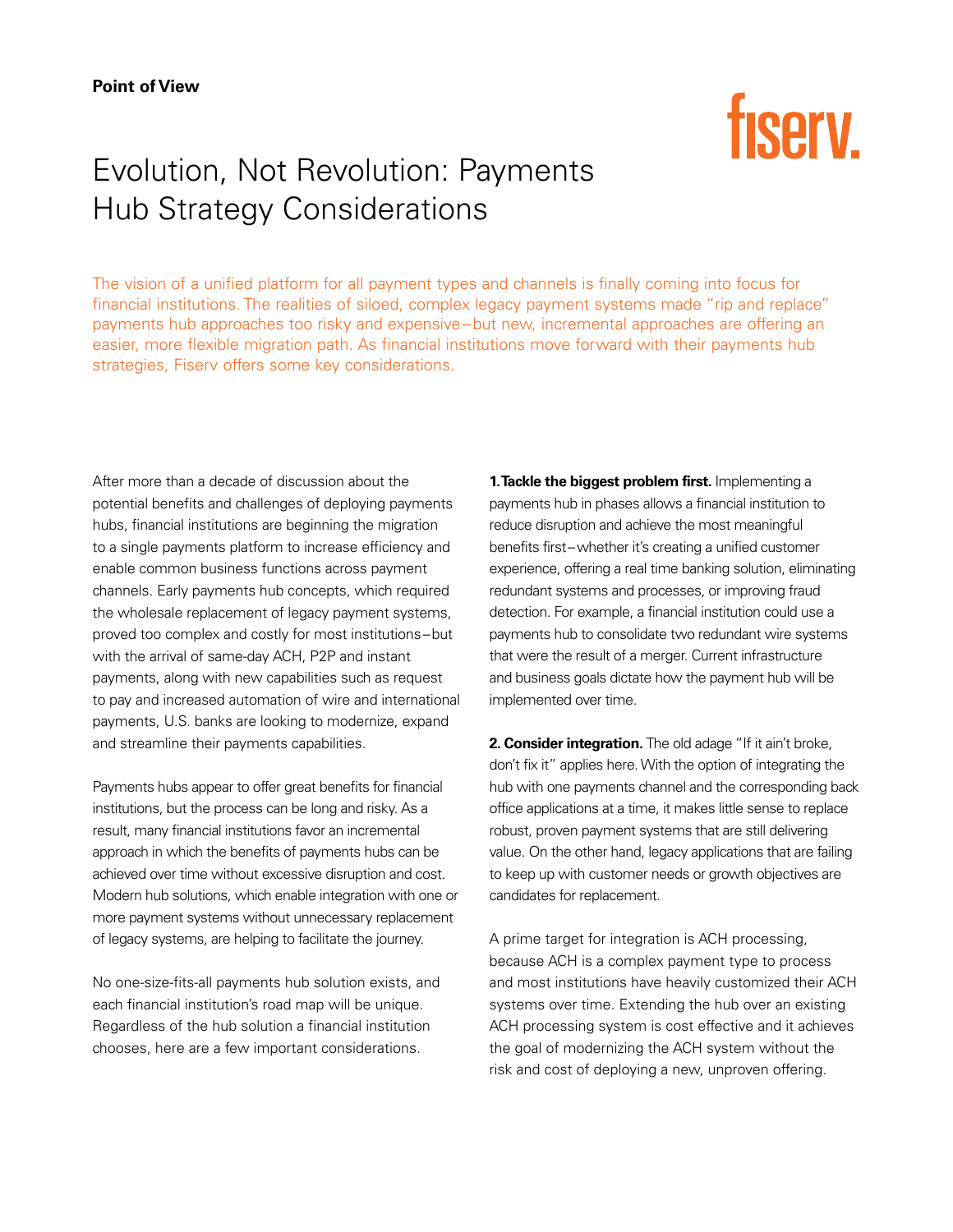**Point of View**

fiserv.

# Evolution, Not Revolution: Payments Hub Strategy Considerations

The vision of a unified platform for all payment types and channels is finally coming into focus for financial institutions. The realities of siloed, complex legacy payment systems made "rip and replace" payments hub approaches too risky and expensive – but new, incremental approaches are offering an easier, more flexible migration path. As financial institutions move forward with their payments hub strategies, Fiserv offers some key considerations.

After more than a decade of discussion about the potential benefits and challenges of deploying payments hubs, financial institutions are beginning the migration to a single payments platform to increase efficiency and enable common business functions across payment channels. Early payments hub concepts, which required the wholesale replacement of legacy payment systems, proved too complex and costly for most institutions – but with the arrival of same-day ACH, P2P and instant payments, along with new capabilities such as request to pay and increased automation of wire and international payments, U.S. banks are looking to modernize, expand and streamline their payments capabilities.

Payments hubs appear to offer great benefits for financial institutions, but the process can be long and risky. As a result, many financial institutions favor an incremental approach in which the benefits of payments hubs can be achieved over time without excessive disruption and cost. Modern hub solutions, which enable integration with one or more payment systems without unnecessary replacement of legacy systems, are helping to facilitate the journey.

No one-size-fits-all payments hub solution exists, and each financial institution's road map will be unique. Regardless of the hub solution a financial institution chooses, here are a few important considerations.

**1. Tackle the biggest problem first.** Implementing a payments hub in phases allows a financial institution to reduce disruption and achieve the most meaningful benefits first – whether it's creating a unified customer experience, offering a real time banking solution, eliminating redundant systems and processes, or improving fraud detection. For example, a financial institution could use a payments hub to consolidate two redundant wire systems that were the result of a merger. Current infrastructure and business goals dictate how the payment hub will be implemented over time.

**2. Consider integration.** The old adage "If it ain't broke, don't fix it" applies here. With the option of integrating the hub with one payments channel and the corresponding back office applications at a time, it makes little sense to replace robust, proven payment systems that are still delivering value. On the other hand, legacy applications that are failing to keep up with customer needs or growth objectives are candidates for replacement.

A prime target for integration is ACH processing, because ACH is a complex payment type to process and most institutions have heavily customized their ACH systems over time. Extending the hub over an existing ACH processing system is cost effective and it achieves the goal of modernizing the ACH system without the risk and cost of deploying a new, unproven offering.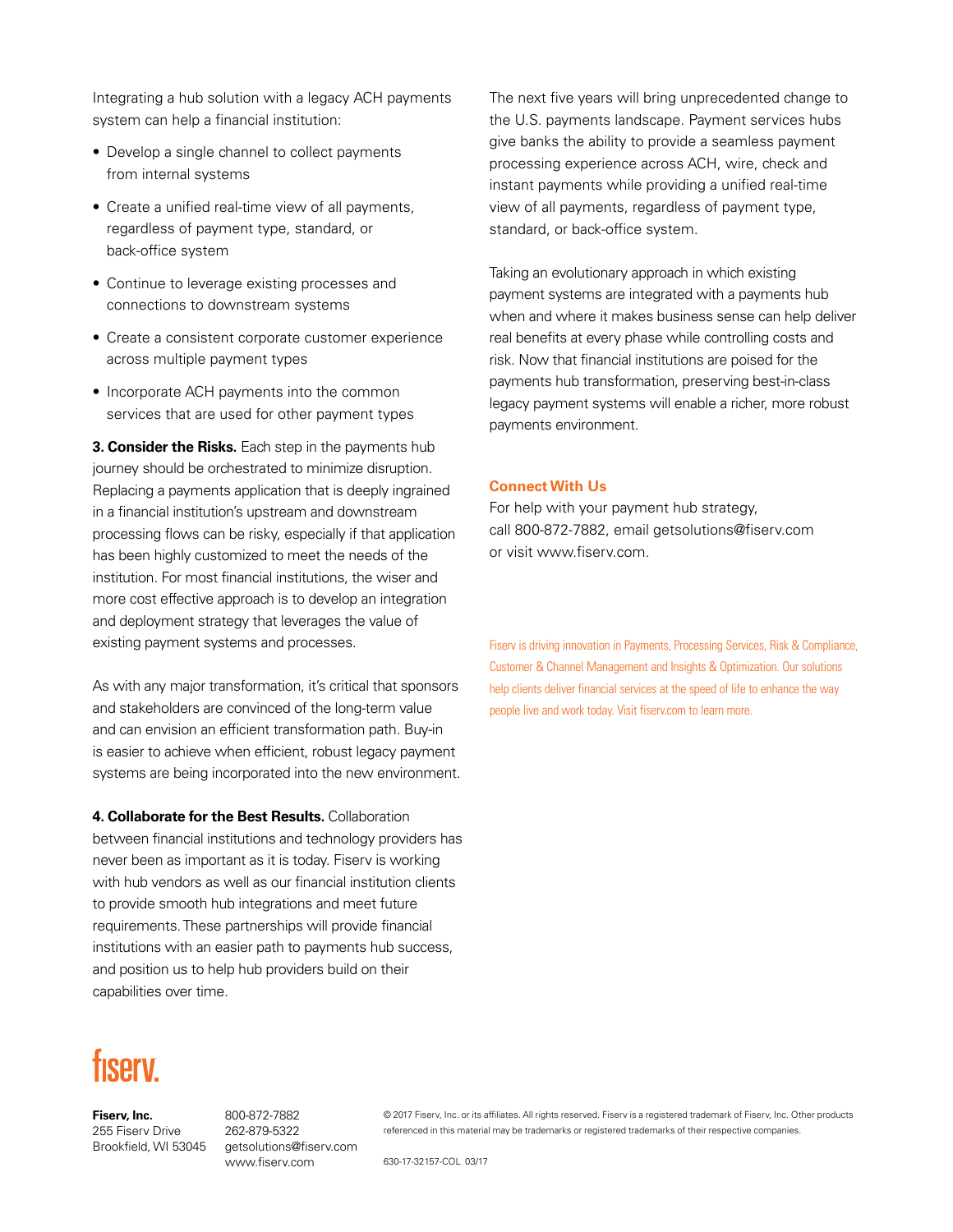Integrating a hub solution with a legacy ACH payments system can help a financial institution:

- Develop a single channel to collect payments from internal systems
- Create a unified real-time view of all payments, regardless of payment type, standard, or back-office system
- Continue to leverage existing processes and connections to downstream systems
- Create a consistent corporate customer experience across multiple payment types
- Incorporate ACH payments into the common services that are used for other payment types

**3. Consider the Risks.** Each step in the payments hub journey should be orchestrated to minimize disruption. Replacing a payments application that is deeply ingrained in a financial institution's upstream and downstream processing flows can be risky, especially if that application has been highly customized to meet the needs of the institution. For most financial institutions, the wiser and more cost effective approach is to develop an integration and deployment strategy that leverages the value of existing payment systems and processes.

As with any major transformation, it's critical that sponsors and stakeholders are convinced of the long-term value and can envision an efficient transformation path. Buy-in is easier to achieve when efficient, robust legacy payment systems are being incorporated into the new environment.

**4. Collaborate for the Best Results.** Collaboration between financial institutions and technology providers has never been as important as it is today. Fiserv is working with hub vendors as well as our financial institution clients to provide smooth hub integrations and meet future requirements. These partnerships will provide financial institutions with an easier path to payments hub success, and position us to help hub providers build on their capabilities over time.

The next five years will bring unprecedented change to the U.S. payments landscape. Payment services hubs give banks the ability to provide a seamless payment processing experience across ACH, wire, check and instant payments while providing a unified real-time view of all payments, regardless of payment type, standard, or back-office system.

Taking an evolutionary approach in which existing payment systems are integrated with a payments hub when and where it makes business sense can help deliver real benefits at every phase while controlling costs and risk. Now that financial institutions are poised for the payments hub transformation, preserving best-in-class legacy payment systems will enable a richer, more robust payments environment.

## Connect With Us

For help with your payment hub strategy, call 800-872-7882, email getsolutions@fiserv.com or visit www.fiserv.com.

Fiserv is driving innovation in Payments, Processing Services, Risk & Compliance, Customer & Channel Management and Insights & Optimization. Our solutions help clients deliver financial services at the speed of life to enhance the way people live and work today. Visit fiserv.com to learn more.

fiserv.

**Fiserv, Inc.**
255 Fiserv Drive
Brookfield, WI 53045

800-872-7882
262-879-5322
getsolutions@fiserv.com
www.fiserv.com

© 2017 Fiserv, Inc. or its affiliates. All rights reserved. Fiserv is a registered trademark of Fiserv, Inc. Other products referenced in this material may be trademarks or registered trademarks of their respective companies.

630-17-32157-COL 03/17